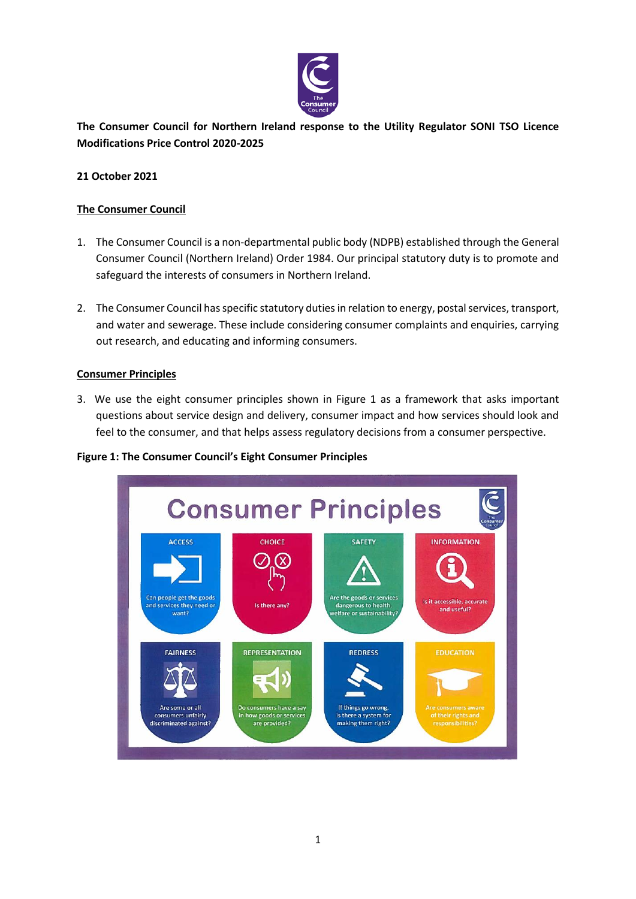**The Consumer Council for Northern Ireland response to the Utility Regulator SONI TSO Licence Modifications Price Control 2020-2025**

**21 October 2021**

## The Consumer Council

1. The Consumer Council is a non-departmental public body (NDPB) established through the General Consumer Council (Northern Ireland) Order 1984. Our principal statutory duty is to promote and safeguard the interests of consumers in Northern Ireland.

2. The Consumer Council has specific statutory duties in relation to energy, postal services, transport, and water and sewerage. These include considering consumer complaints and enquiries, carrying out research, and educating and informing consumers.

## Consumer Principles

3. We use the eight consumer principles shown in Figure 1 as a framework that asks important questions about service design and delivery, consumer impact and how services should look and feel to the consumer, and that helps assess regulatory decisions from a consumer perspective.

**Figure 1: The Consumer Council's Eight Consumer Principles**

Consumer Principles

- ACCESS: Can people get the goods and services they need or want?
- CHOICE: Is there any?
- SAFETY: Are the goods or services dangerous to health, welfare or sustainability?
- INFORMATION: Is it accessible, accurate and useful?
- FAIRNESS: Are some or all consumers unfairly discriminated against?
- REPRESENTATION: Do consumers have a say in how goods or services are provided?
- REDRESS: If things go wrong, is there a system for making them right?
- EDUCATION: Are consumers aware of their rights and responsibilities?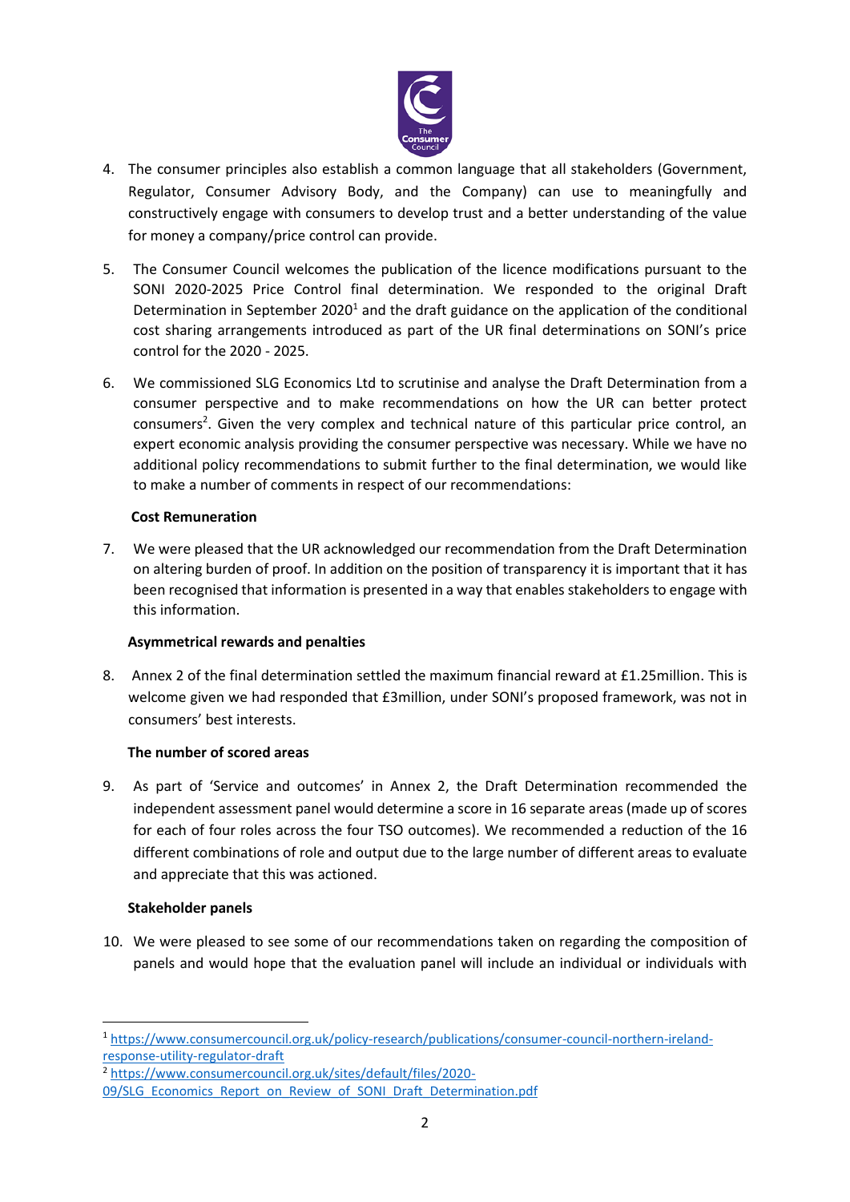4. The consumer principles also establish a common language that all stakeholders (Government, Regulator, Consumer Advisory Body, and the Company) can use to meaningfully and constructively engage with consumers to develop trust and a better understanding of the value for money a company/price control can provide.

5. The Consumer Council welcomes the publication of the licence modifications pursuant to the SONI 2020-2025 Price Control final determination. We responded to the original Draft Determination in September 2020[1] and the draft guidance on the application of the conditional cost sharing arrangements introduced as part of the UR final determinations on SONI's price control for the 2020 - 2025.

6. We commissioned SLG Economics Ltd to scrutinise and analyse the Draft Determination from a consumer perspective and to make recommendations on how the UR can better protect consumers[2]. Given the very complex and technical nature of this particular price control, an expert economic analysis providing the consumer perspective was necessary. While we have no additional policy recommendations to submit further to the final determination, we would like to make a number of comments in respect of our recommendations:

**Cost Remuneration**

7. We were pleased that the UR acknowledged our recommendation from the Draft Determination on altering burden of proof. In addition on the position of transparency it is important that it has been recognised that information is presented in a way that enables stakeholders to engage with this information.

**Asymmetrical rewards and penalties**

8. Annex 2 of the final determination settled the maximum financial reward at £1.25million. This is welcome given we had responded that £3million, under SONI's proposed framework, was not in consumers' best interests.

**The number of scored areas**

9. As part of 'Service and outcomes' in Annex 2, the Draft Determination recommended the independent assessment panel would determine a score in 16 separate areas (made up of scores for each of four roles across the four TSO outcomes). We recommended a reduction of the 16 different combinations of role and output due to the large number of different areas to evaluate and appreciate that this was actioned.

**Stakeholder panels**

10. We were pleased to see some of our recommendations taken on regarding the composition of panels and would hope that the evaluation panel will include an individual or individuals with

---

[1] https://www.consumercouncil.org.uk/policy-research/publications/consumer-council-northern-ireland-response-utility-regulator-draft

[2] https://www.consumercouncil.org.uk/sites/default/files/2020-09/SLG_Economics_Report_on_Review_of_SONI_Draft_Determination.pdf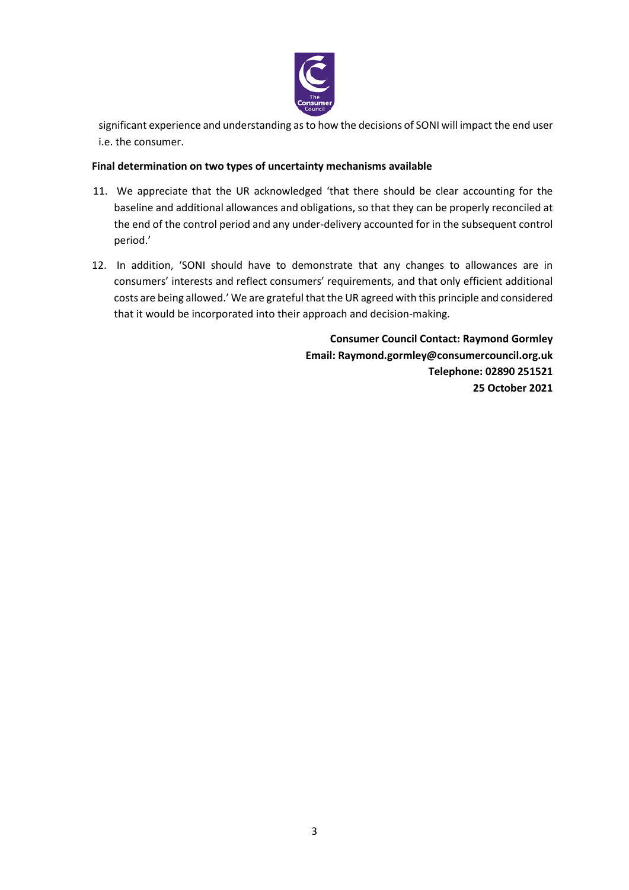significant experience and understanding as to how the decisions of SONI will impact the end user i.e. the consumer.

**Final determination on two types of uncertainty mechanisms available**

11. We appreciate that the UR acknowledged 'that there should be clear accounting for the baseline and additional allowances and obligations, so that they can be properly reconciled at the end of the control period and any under-delivery accounted for in the subsequent control period.'

12. In addition, 'SONI should have to demonstrate that any changes to allowances are in consumers' interests and reflect consumers' requirements, and that only efficient additional costs are being allowed.' We are grateful that the UR agreed with this principle and considered that it would be incorporated into their approach and decision-making.

**Consumer Council Contact: Raymond Gormley**
**Email: Raymond.gormley@consumercouncil.org.uk**
**Telephone: 02890 251521**
**25 October 2021**